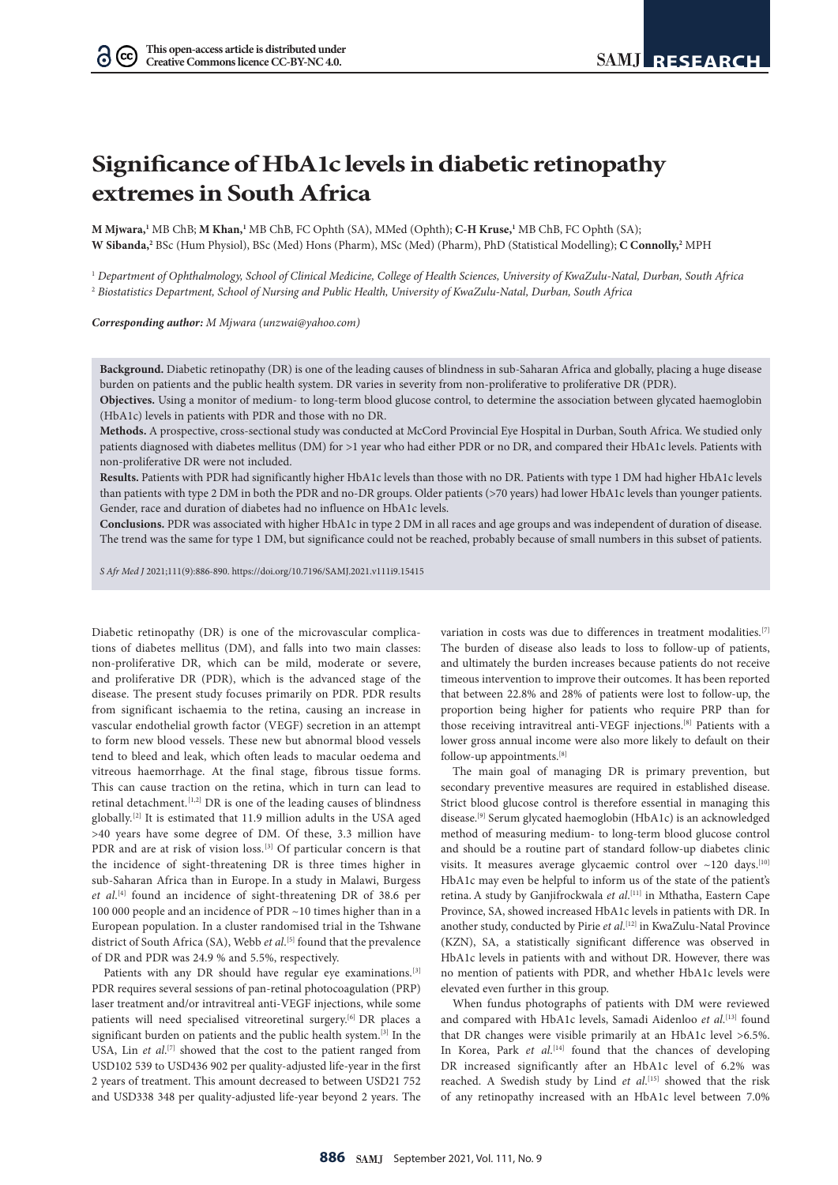# Significance of HbA1c levels in diabetic retinopathy extremes in South Africa

**M Mjwara,**[1] MB ChB; **M Khan,**[1] MB ChB, FC Ophth (SA), MMed (Ophth); **C-H Kruse,**[1] MB ChB, FC Ophth (SA);
**W Sibanda,**[2] BSc (Hum Physiol), BSc (Med) Hons (Pharm), MSc (Med) (Pharm), PhD (Statistical Modelling); **C Connolly,**[2] MPH

[1] *Department of Ophthalmology, School of Clinical Medicine, College of Health Sciences, University of KwaZulu-Natal, Durban, South Africa*
[2] *Biostatistics Department, School of Nursing and Public Health, University of KwaZulu-Natal, Durban, South Africa*

***Corresponding author:*** *M Mjwara (unzwai@yahoo.com)*

**Background.** Diabetic retinopathy (DR) is one of the leading causes of blindness in sub-Saharan Africa and globally, placing a huge disease burden on patients and the public health system. DR varies in severity from non-proliferative to proliferative DR (PDR).

**Objectives.** Using a monitor of medium- to long-term blood glucose control, to determine the association between glycated haemoglobin (HbA1c) levels in patients with PDR and those with no DR.

**Methods.** A prospective, cross-sectional study was conducted at McCord Provincial Eye Hospital in Durban, South Africa. We studied only patients diagnosed with diabetes mellitus (DM) for >1 year who had either PDR or no DR, and compared their HbA1c levels. Patients with non-proliferative DR were not included.

**Results.** Patients with PDR had significantly higher HbA1c levels than those with no DR. Patients with type 1 DM had higher HbA1c levels than patients with type 2 DM in both the PDR and no-DR groups. Older patients (>70 years) had lower HbA1c levels than younger patients. Gender, race and duration of diabetes had no influence on HbA1c levels.

**Conclusions.** PDR was associated with higher HbA1c in type 2 DM in all races and age groups and was independent of duration of disease. The trend was the same for type 1 DM, but significance could not be reached, probably because of small numbers in this subset of patients.

*S Afr Med J* 2021;111(9):886-890. https://doi.org/10.7196/SAMJ.2021.v111i9.15415

Diabetic retinopathy (DR) is one of the microvascular complications of diabetes mellitus (DM), and falls into two main classes: non-proliferative DR, which can be mild, moderate or severe, and proliferative DR (PDR), which is the advanced stage of the disease. The present study focuses primarily on PDR. PDR results from significant ischaemia to the retina, causing an increase in vascular endothelial growth factor (VEGF) secretion in an attempt to form new blood vessels. These new but abnormal blood vessels tend to bleed and leak, which often leads to macular oedema and vitreous haemorrhage. At the final stage, fibrous tissue forms. This can cause traction on the retina, which in turn can lead to retinal detachment.[1,2] DR is one of the leading causes of blindness globally.[2] It is estimated that 11.9 million adults in the USA aged >40 years have some degree of DM. Of these, 3.3 million have PDR and are at risk of vision loss.[3] Of particular concern is that the incidence of sight-threatening DR is three times higher in sub-Saharan Africa than in Europe. In a study in Malawi, Burgess *et al*.[4] found an incidence of sight-threatening DR of 38.6 per 100 000 people and an incidence of PDR ~10 times higher than in a European population. In a cluster randomised trial in the Tshwane district of South Africa (SA), Webb *et al*.[5] found that the prevalence of DR and PDR was 24.9 % and 5.5%, respectively.

Patients with any DR should have regular eye examinations.[3] PDR requires several sessions of pan-retinal photocoagulation (PRP) laser treatment and/or intravitreal anti-VEGF injections, while some patients will need specialised vitreoretinal surgery.[6] DR places a significant burden on patients and the public health system.[3] In the USA, Lin *et al*.[7] showed that the cost to the patient ranged from USD102 539 to USD436 902 per quality-adjusted life-year in the first 2 years of treatment. This amount decreased to between USD21 752 and USD338 348 per quality-adjusted life-year beyond 2 years. The variation in costs was due to differences in treatment modalities.[7] The burden of disease also leads to loss to follow-up of patients, and ultimately the burden increases because patients do not receive timeous intervention to improve their outcomes. It has been reported that between 22.8% and 28% of patients were lost to follow-up, the proportion being higher for patients who require PRP than for those receiving intravitreal anti-VEGF injections.[8] Patients with a lower gross annual income were also more likely to default on their follow-up appointments.[8]

The main goal of managing DR is primary prevention, but secondary preventive measures are required in established disease. Strict blood glucose control is therefore essential in managing this disease.[9] Serum glycated haemoglobin (HbA1c) is an acknowledged method of measuring medium- to long-term blood glucose control and should be a routine part of standard follow-up diabetes clinic visits. It measures average glycaemic control over ~120 days.[10] HbA1c may even be helpful to inform us of the state of the patient's retina. A study by Ganjifrockwala *et al*.[11] in Mthatha, Eastern Cape Province, SA, showed increased HbA1c levels in patients with DR. In another study, conducted by Pirie *et al*.[12] in KwaZulu-Natal Province (KZN), SA, a statistically significant difference was observed in HbA1c levels in patients with and without DR. However, there was no mention of patients with PDR, and whether HbA1c levels were elevated even further in this group.

When fundus photographs of patients with DM were reviewed and compared with HbA1c levels, Samadi Aidenloo *et al*.[13] found that DR changes were visible primarily at an HbA1c level >6.5%. In Korea, Park *et al*.[14] found that the chances of developing DR increased significantly after an HbA1c level of 6.2% was reached. A Swedish study by Lind *et al*.[15] showed that the risk of any retinopathy increased with an HbA1c level between 7.0%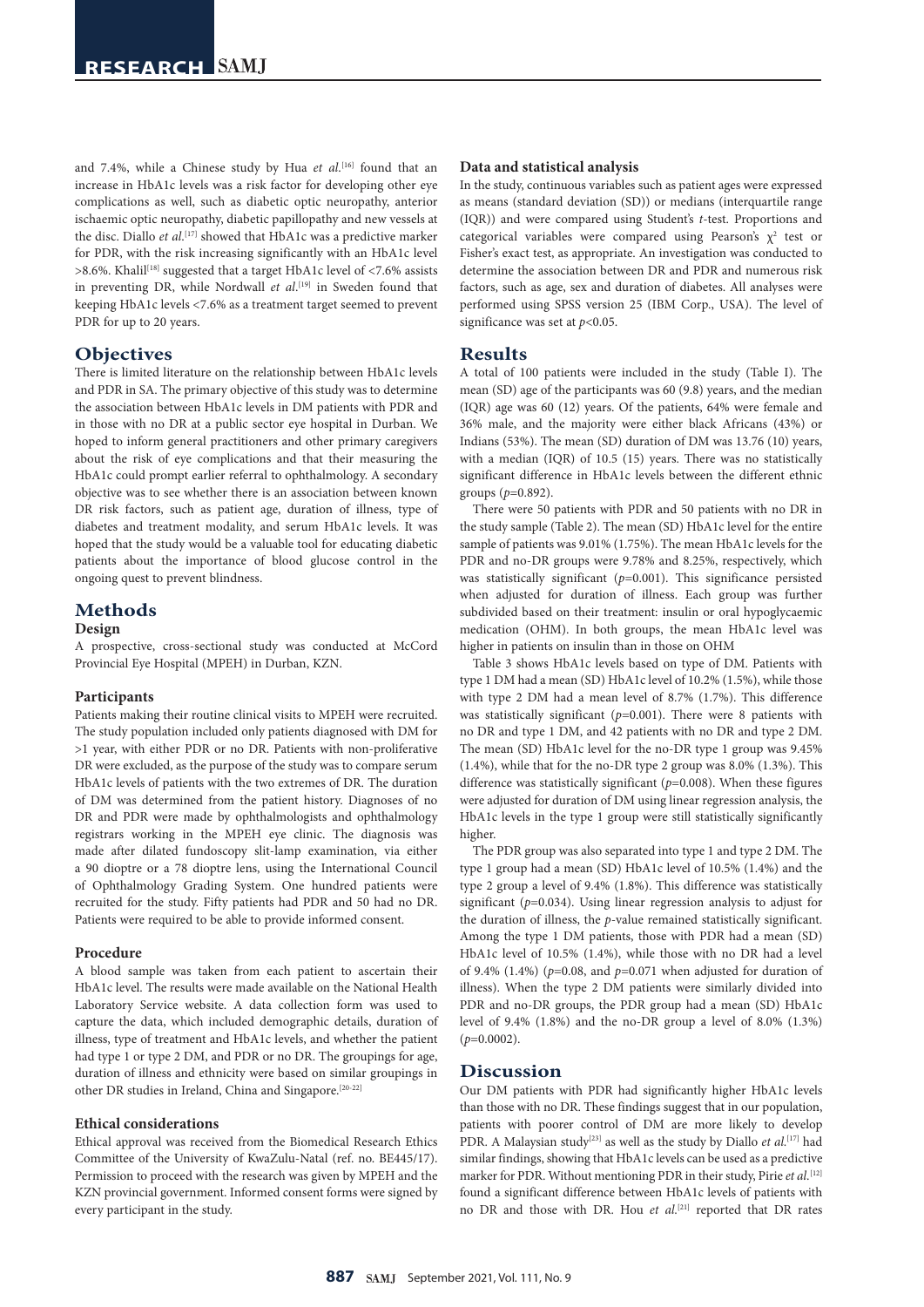and 7.4%, while a Chinese study by Hua *et al.*[16] found that an increase in HbA1c levels was a risk factor for developing other eye complications as well, such as diabetic optic neuropathy, anterior ischaemic optic neuropathy, diabetic papillopathy and new vessels at the disc. Diallo *et al.*[17] showed that HbA1c was a predictive marker for PDR, with the risk increasing significantly with an HbA1c level >8.6%. Khalil[18] suggested that a target HbA1c level of <7.6% assists in preventing DR, while Nordwall *et al.*[19] in Sweden found that keeping HbA1c levels <7.6% as a treatment target seemed to prevent PDR for up to 20 years.

## Objectives

There is limited literature on the relationship between HbA1c levels and PDR in SA. The primary objective of this study was to determine the association between HbA1c levels in DM patients with PDR and in those with no DR at a public sector eye hospital in Durban. We hoped to inform general practitioners and other primary caregivers about the risk of eye complications and that their measuring the HbA1c could prompt earlier referral to ophthalmology. A secondary objective was to see whether there is an association between known DR risk factors, such as patient age, duration of illness, type of diabetes and treatment modality, and serum HbA1c levels. It was hoped that the study would be a valuable tool for educating diabetic patients about the importance of blood glucose control in the ongoing quest to prevent blindness.

## Methods

### Design

A prospective, cross-sectional study was conducted at McCord Provincial Eye Hospital (MPEH) in Durban, KZN.

### Participants

Patients making their routine clinical visits to MPEH were recruited. The study population included only patients diagnosed with DM for >1 year, with either PDR or no DR. Patients with non-proliferative DR were excluded, as the purpose of the study was to compare serum HbA1c levels of patients with the two extremes of DR. The duration of DM was determined from the patient history. Diagnoses of no DR and PDR were made by ophthalmologists and ophthalmology registrars working in the MPEH eye clinic. The diagnosis was made after dilated fundoscopy slit-lamp examination, via either a 90 dioptre or a 78 dioptre lens, using the International Council of Ophthalmology Grading System. One hundred patients were recruited for the study. Fifty patients had PDR and 50 had no DR. Patients were required to be able to provide informed consent.

### Procedure

A blood sample was taken from each patient to ascertain their HbA1c level. The results were made available on the National Health Laboratory Service website. A data collection form was used to capture the data, which included demographic details, duration of illness, type of treatment and HbA1c levels, and whether the patient had type 1 or type 2 DM, and PDR or no DR. The groupings for age, duration of illness and ethnicity were based on similar groupings in other DR studies in Ireland, China and Singapore.[20-22]

### Ethical considerations

Ethical approval was received from the Biomedical Research Ethics Committee of the University of KwaZulu-Natal (ref. no. BE445/17). Permission to proceed with the research was given by MPEH and the KZN provincial government. Informed consent forms were signed by every participant in the study.

### Data and statistical analysis

In the study, continuous variables such as patient ages were expressed as means (standard deviation (SD)) or medians (interquartile range (IQR)) and were compared using Student's *t*-test. Proportions and categorical variables were compared using Pearson's $\chi^2$ test or Fisher's exact test, as appropriate. An investigation was conducted to determine the association between DR and PDR and numerous risk factors, such as age, sex and duration of diabetes. All analyses were performed using SPSS version 25 (IBM Corp., USA). The level of significance was set at $p<0.05$.

## Results

A total of 100 patients were included in the study (Table I). The mean (SD) age of the participants was 60 (9.8) years, and the median (IQR) age was 60 (12) years. Of the patients, 64% were female and 36% male, and the majority were either black Africans (43%) or Indians (53%). The mean (SD) duration of DM was 13.76 (10) years, with a median (IQR) of 10.5 (15) years. There was no statistically significant difference in HbA1c levels between the different ethnic groups ($p=0.892$).

There were 50 patients with PDR and 50 patients with no DR in the study sample (Table 2). The mean (SD) HbA1c level for the entire sample of patients was 9.01% (1.75%). The mean HbA1c levels for the PDR and no-DR groups were 9.78% and 8.25%, respectively, which was statistically significant ($p=0.001$). This significance persisted when adjusted for duration of illness. Each group was further subdivided based on their treatment: insulin or oral hypoglycaemic medication (OHM). In both groups, the mean HbA1c level was higher in patients on insulin than in those on OHM

Table 3 shows HbA1c levels based on type of DM. Patients with type 1 DM had a mean (SD) HbA1c level of 10.2% (1.5%), while those with type 2 DM had a mean level of 8.7% (1.7%). This difference was statistically significant ($p=0.001$). There were 8 patients with no DR and type 1 DM, and 42 patients with no DR and type 2 DM. The mean (SD) HbA1c level for the no-DR type 1 group was 9.45% (1.4%), while that for the no-DR type 2 group was 8.0% (1.3%). This difference was statistically significant ($p=0.008$). When these figures were adjusted for duration of DM using linear regression analysis, the HbA1c levels in the type 1 group were still statistically significantly higher.

The PDR group was also separated into type 1 and type 2 DM. The type 1 group had a mean (SD) HbA1c level of 10.5% (1.4%) and the type 2 group a level of 9.4% (1.8%). This difference was statistically significant ($p=0.034$). Using linear regression analysis to adjust for the duration of illness, the *p*-value remained statistically significant. Among the type 1 DM patients, those with PDR had a mean (SD) HbA1c level of 10.5% (1.4%), while those with no DR had a level of 9.4% (1.4%) ($p=0.08$, and $p=0.071$ when adjusted for duration of illness). When the type 2 DM patients were similarly divided into PDR and no-DR groups, the PDR group had a mean (SD) HbA1c level of 9.4% (1.8%) and the no-DR group a level of 8.0% (1.3%) ($p=0.0002$).

## Discussion

Our DM patients with PDR had significantly higher HbA1c levels than those with no DR. These findings suggest that in our population, patients with poorer control of DM are more likely to develop PDR. A Malaysian study[23] as well as the study by Diallo *et al.*[17] had similar findings, showing that HbA1c levels can be used as a predictive marker for PDR. Without mentioning PDR in their study, Pirie *et al.*[12] found a significant difference between HbA1c levels of patients with no DR and those with DR. Hou *et al.*[21] reported that DR rates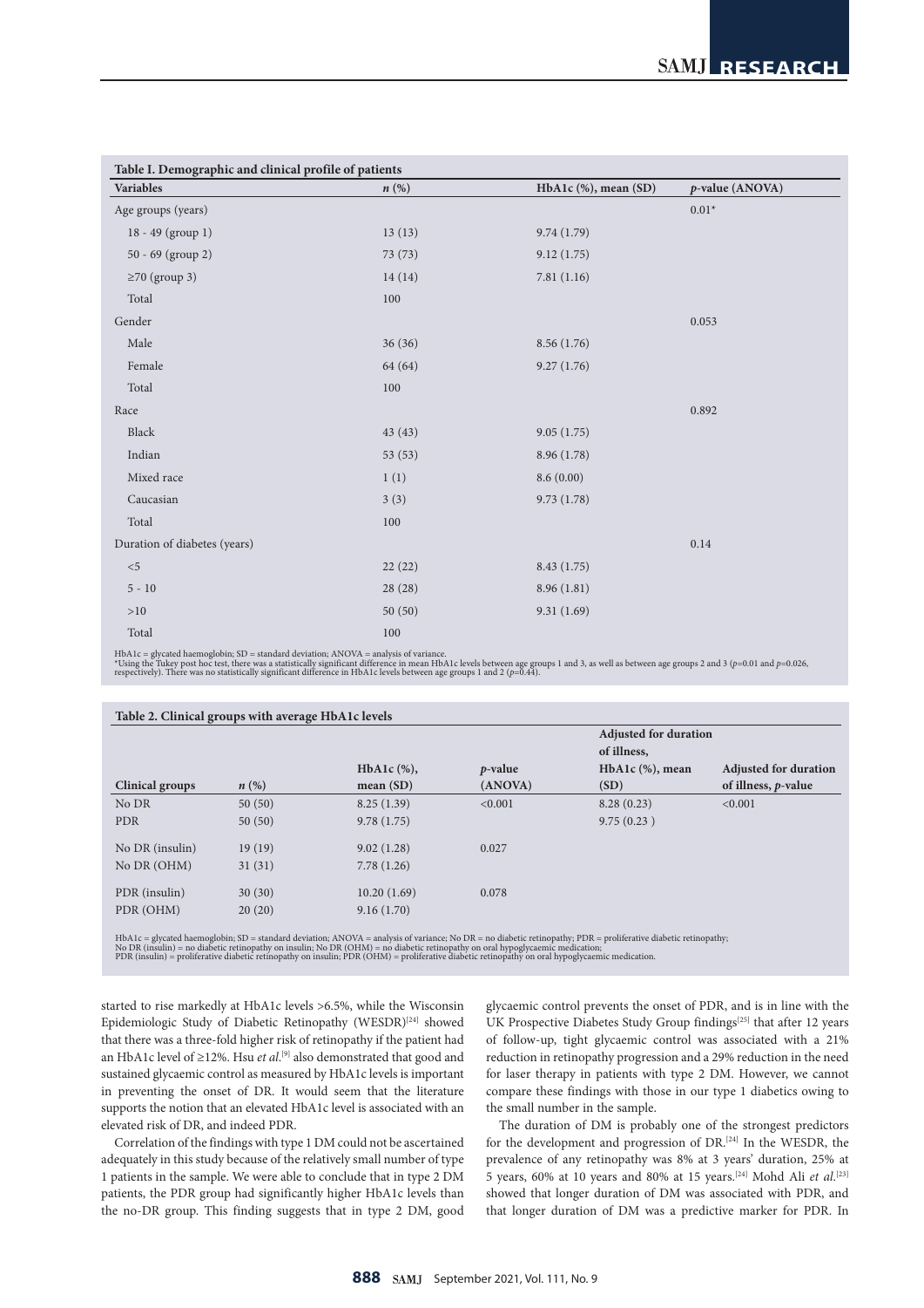**Table I. Demographic and clinical profile of patients**

| Variables | n (%) | HbA1c (%), mean (SD) | p-value (ANOVA) |
|---|---|---|---|
| Age groups (years) | | | 0.01* |
| 18 - 49 (group 1) | 13 (13) | 9.74 (1.79) | |
| 50 - 69 (group 2) | 73 (73) | 9.12 (1.75) | |
| ≥70 (group 3) | 14 (14) | 7.81 (1.16) | |
| Total | 100 | | |
| Gender | | | 0.053 |
| Male | 36 (36) | 8.56 (1.76) | |
| Female | 64 (64) | 9.27 (1.76) | |
| Total | 100 | | |
| Race | | | 0.892 |
| Black | 43 (43) | 9.05 (1.75) | |
| Indian | 53 (53) | 8.96 (1.78) | |
| Mixed race | 1 (1) | 8.6 (0.00) | |
| Caucasian | 3 (3) | 9.73 (1.78) | |
| Total | 100 | | |
| Duration of diabetes (years) | | | 0.14 |
| <5 | 22 (22) | 8.43 (1.75) | |
| 5 - 10 | 28 (28) | 8.96 (1.81) | |
| >10 | 50 (50) | 9.31 (1.69) | |
| Total | 100 | | |

HbA1c = glycated haemoglobin; SD = standard deviation; ANOVA = analysis of variance.
*Using the Tukey post hoc test, there was a statistically significant difference in mean HbA1c levels between age groups 1 and 3, as well as between age groups 2 and 3 ($p$=0.01 and $p$=0.026, respectively). There was no statistically significant difference in HbA1c levels between age groups 1 and 2 ($p$=0.44).

**Table 2. Clinical groups with average HbA1c levels**

| Clinical groups | n (%) | HbA1c (%), mean (SD) | p-value (ANOVA) | Adjusted for duration of illness, HbA1c (%), mean (SD) | Adjusted for duration of illness, p-value |
|---|---|---|---|---|---|
| No DR | 50 (50) | 8.25 (1.39) | <0.001 | 8.28 (0.23) | <0.001 |
| PDR | 50 (50) | 9.78 (1.75) | | 9.75 (0.23 ) | |
| No DR (insulin) | 19 (19) | 9.02 (1.28) | 0.027 | | |
| No DR (OHM) | 31 (31) | 7.78 (1.26) | | | |
| PDR (insulin) | 30 (30) | 10.20 (1.69) | 0.078 | | |
| PDR (OHM) | 20 (20) | 9.16 (1.70) | | | |

HbA1c = glycated haemoglobin; SD = standard deviation; ANOVA = analysis of variance; No DR = no diabetic retinopathy; PDR = proliferative diabetic retinopathy;
No DR (insulin) = no diabetic retinopathy on insulin; No DR (OHM) = no diabetic retinopathy on oral hypoglycaemic medication;
PDR (insulin) = proliferative diabetic retinopathy on insulin; PDR (OHM) = proliferative diabetic retinopathy on oral hypoglycaemic medication.

started to rise markedly at HbA1c levels >6.5%, while the Wisconsin Epidemiologic Study of Diabetic Retinopathy (WESDR)[24] showed that there was a three-fold higher risk of retinopathy if the patient had an HbA1c level of ≥12%. Hsu *et al.*[9] also demonstrated that good and sustained glycaemic control as measured by HbA1c levels is important in preventing the onset of DR. It would seem that the literature supports the notion that an elevated HbA1c level is associated with an elevated risk of DR, and indeed PDR.

Correlation of the findings with type 1 DM could not be ascertained adequately in this study because of the relatively small number of type 1 patients in the sample. We were able to conclude that in type 2 DM patients, the PDR group had significantly higher HbA1c levels than the no-DR group. This finding suggests that in type 2 DM, good glycaemic control prevents the onset of PDR, and is in line with the UK Prospective Diabetes Study Group findings[25] that after 12 years of follow-up, tight glycaemic control was associated with a 21% reduction in retinopathy progression and a 29% reduction in the need for laser therapy in patients with type 2 DM. However, we cannot compare these findings with those in our type 1 diabetics owing to the small number in the sample.

The duration of DM is probably one of the strongest predictors for the development and progression of DR.[24] In the WESDR, the prevalence of any retinopathy was 8% at 3 years' duration, 25% at 5 years, 60% at 10 years and 80% at 15 years.[24] Mohd Ali *et al.*[23] showed that longer duration of DM was associated with PDR, and that longer duration of DM was a predictive marker for PDR. In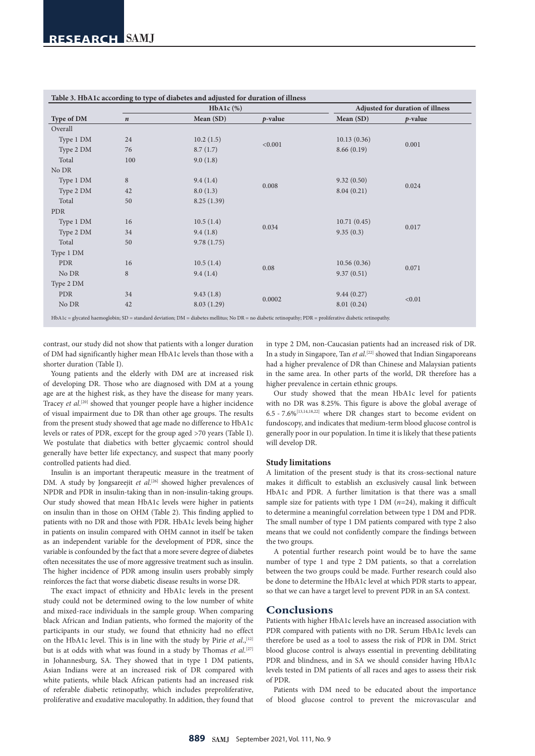**Table 3. HbA1c according to type of diabetes and adjusted for duration of illness**

| | HbA1c (%) | | | Adjusted for duration of illness | |
|---|---|---|---|---|---|
| Type of DM | *n* | Mean (SD) | *p*-value | Mean (SD) | *p*-value |
| Overall | | | | | |
| Type 1 DM | 24 | 10.2 (1.5) | <0.001 | 10.13 (0.36) | 0.001 |
| Type 2 DM | 76 | 8.7 (1.7) | | 8.66 (0.19) | |
| Total | 100 | 9.0 (1.8) | | | |
| No DR | | | | | |
| Type 1 DM | 8 | 9.4 (1.4) | 0.008 | 9.32 (0.50) | 0.024 |
| Type 2 DM | 42 | 8.0 (1.3) | | 8.04 (0.21) | |
| Total | 50 | 8.25 (1.39) | | | |
| PDR | | | | | |
| Type 1 DM | 16 | 10.5 (1.4) | 0.034 | 10.71 (0.45) | 0.017 |
| Type 2 DM | 34 | 9.4 (1.8) | | 9.35 (0.3) | |
| Total | 50 | 9.78 (1.75) | | | |
| Type 1 DM | | | | | |
| PDR | 16 | 10.5 (1.4) | 0.08 | 10.56 (0.36) | 0.071 |
| No DR | 8 | 9.4 (1.4) | | 9.37 (0.51) | |
| Type 2 DM | | | | | |
| PDR | 34 | 9.43 (1.8) | 0.0002 | 9.44 (0.27) | <0.01 |
| No DR | 42 | 8.03 (1.29) | | 8.01 (0.24) | |

HbA1c = glycated haemoglobin; SD = standard deviation; DM = diabetes mellitus; No DR = no diabetic retinopathy; PDR = proliferative diabetic retinopathy.

contrast, our study did not show that patients with a longer duration of DM had significantly higher mean HbA1c levels than those with a shorter duration (Table I).

Young patients and the elderly with DM are at increased risk of developing DR. Those who are diagnosed with DM at a young age are at the highest risk, as they have the disease for many years. Tracey *et al.*[20] showed that younger people have a higher incidence of visual impairment due to DR than other age groups. The results from the present study showed that age made no difference to HbA1c levels or rates of PDR, except for the group aged >70 years (Table I). We postulate that diabetics with better glycaemic control should generally have better life expectancy, and suspect that many poorly controlled patients had died.

Insulin is an important therapeutic measure in the treatment of DM. A study by Jongsareejit *et al.*[26] showed higher prevalences of NPDR and PDR in insulin-taking than in non-insulin-taking groups. Our study showed that mean HbA1c levels were higher in patients on insulin than in those on OHM (Table 2). This finding applied to patients with no DR and those with PDR. HbA1c levels being higher in patients on insulin compared with OHM cannot in itself be taken as an independent variable for the development of PDR, since the variable is confounded by the fact that a more severe degree of diabetes often necessitates the use of more aggressive treatment such as insulin. The higher incidence of PDR among insulin users probably simply reinforces the fact that worse diabetic disease results in worse DR.

The exact impact of ethnicity and HbA1c levels in the present study could not be determined owing to the low number of white and mixed-race individuals in the sample group. When comparing black African and Indian patients, who formed the majority of the participants in our study, we found that ethnicity had no effect on the HbA1c level. This is in line with the study by Pirie *et al.*,[12] but is at odds with what was found in a study by Thomas *et al.*[27] in Johannesburg, SA. They showed that in type 1 DM patients, Asian Indians were at an increased risk of DR compared with white patients, while black African patients had an increased risk of referable diabetic retinopathy, which includes preproliferative, proliferative and exudative maculopathy. In addition, they found that in type 2 DM, non-Caucasian patients had an increased risk of DR. In a study in Singapore, Tan *et al.*[22] showed that Indian Singaporeans had a higher prevalence of DR than Chinese and Malaysian patients in the same area. In other parts of the world, DR therefore has a higher prevalence in certain ethnic groups.

Our study showed that the mean HbA1c level for patients with no DR was 8.25%. This figure is above the global average of 6.5 - 7.6%[13,14,18,22] where DR changes start to become evident on fundoscopy, and indicates that medium-term blood glucose control is generally poor in our population. In time it is likely that these patients will develop DR.

### Study limitations

A limitation of the present study is that its cross-sectional nature makes it difficult to establish an exclusively causal link between HbA1c and PDR. A further limitation is that there was a small sample size for patients with type 1 DM (*n*=24), making it difficult to determine a meaningful correlation between type 1 DM and PDR. The small number of type 1 DM patients compared with type 2 also means that we could not confidently compare the findings between the two groups.

A potential further research point would be to have the same number of type 1 and type 2 DM patients, so that a correlation between the two groups could be made. Further research could also be done to determine the HbA1c level at which PDR starts to appear, so that we can have a target level to prevent PDR in an SA context.

## Conclusions

Patients with higher HbA1c levels have an increased association with PDR compared with patients with no DR. Serum HbA1c levels can therefore be used as a tool to assess the risk of PDR in DM. Strict blood glucose control is always essential in preventing debilitating PDR and blindness, and in SA we should consider having HbA1c levels tested in DM patients of all races and ages to assess their risk of PDR.

Patients with DM need to be educated about the importance of blood glucose control to prevent the microvascular and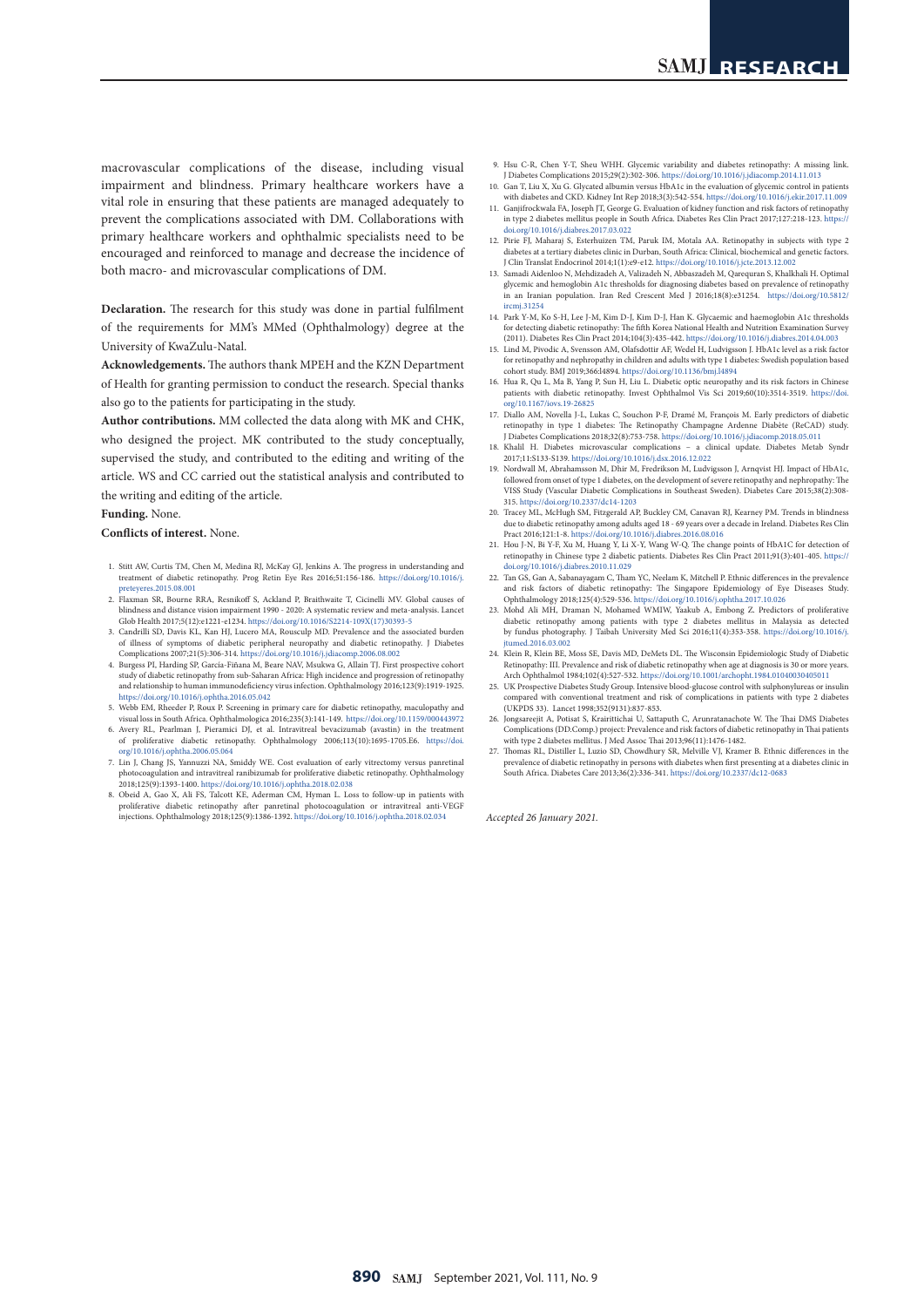macrovascular complications of the disease, including visual impairment and blindness. Primary healthcare workers have a vital role in ensuring that these patients are managed adequately to prevent the complications associated with DM. Collaborations with primary healthcare workers and ophthalmic specialists need to be encouraged and reinforced to manage and decrease the incidence of both macro- and microvascular complications of DM.

**Declaration.** The research for this study was done in partial fulfilment of the requirements for MM's MMed (Ophthalmology) degree at the University of KwaZulu-Natal.

**Acknowledgements.** The authors thank MPEH and the KZN Department of Health for granting permission to conduct the research. Special thanks also go to the patients for participating in the study.

**Author contributions.** MM collected the data along with MK and CHK, who designed the project. MK contributed to the study conceptually, supervised the study, and contributed to the editing and writing of the article. WS and CC carried out the statistical analysis and contributed to the writing and editing of the article.

**Funding.** None.

**Conflicts of interest.** None.

1. Stitt AW, Curtis TM, Chen M, Medina RJ, McKay GJ, Jenkins A. The progress in understanding and treatment of diabetic retinopathy. Prog Retin Eye Res 2016;51:156-186. https://doi.org/10.1016/j.preteyeres.2015.08.001
2. Flaxman SR, Bourne RRA, Resnikoff S, Ackland P, Braithwaite T, Cicinelli MV. Global causes of blindness and distance vision impairment 1990 - 2020: A systematic review and meta-analysis. Lancet Glob Health 2017;5(12):e1221-e1234. https://doi.org/10.1016/S2214-109X(17)30393-5
3. Candrilli SD, Davis KL, Kan HJ, Lucero MA, Rousculp MD. Prevalence and the associated burden of illness of symptoms of diabetic peripheral neuropathy and diabetic retinopathy. J Diabetes Complications 2007;21(5):306-314. https://doi.org/10.1016/j.jdiacomp.2006.08.002
4. Burgess PI, Harding SP, García-Fiñana M, Beare NAV, Msukwa G, Allain TJ. First prospective cohort study of diabetic retinopathy from sub-Saharan Africa: High incidence and progression of retinopathy and relationship to human immunodeficiency virus infection. Ophthalmology 2016;123(9):1919-1925. https://doi.org/10.1016/j.ophtha.2016.05.042
5. Webb EM, Rheeder P, Roux P. Screening in primary care for diabetic retinopathy, maculopathy and visual loss in South Africa. Ophthalmologica 2016;235(3):141-149. https://doi.org/10.1159/000443972
6. Avery RL, Pearlman J, Pieramici DJ, et al. Intravitreal bevacizumab (avastin) in the treatment of proliferative diabetic retinopathy. Ophthalmology 2006;113(10):1695-1705.E6. https://doi.org/10.1016/j.ophtha.2006.05.064
7. Lin J, Chang JS, Yannuzzi NA, Smiddy WE. Cost evaluation of early vitrectomy versus panretinal photocoagulation and intravitreal ranibizumab for proliferative diabetic retinopathy. Ophthalmology 2018;125(9):1393-1400. https://doi.org/10.1016/j.ophtha.2018.02.038
8. Obeid A, Gao X, Ali FS, Talcott KE, Aderman CM, Hyman L. Loss to follow-up in patients with proliferative diabetic retinopathy after panretinal photocoagulation or intravitreal anti-VEGF injections. Ophthalmology 2018;125(9):1386-1392. https://doi.org/10.1016/j.ophtha.2018.02.034
9. Hsu C-R, Chen Y-T, Sheu WHH. Glycemic variability and diabetes retinopathy: A missing link. J Diabetes Complications 2015;29(2):302-306. https://doi.org/10.1016/j.jdiacomp.2014.11.013
10. Gan T, Liu X, Xu G. Glycated albumin versus HbA1c in the evaluation of glycemic control in patients with diabetes and CKD. Kidney Int Rep 2018;3(3):542-554. https://doi.org/10.1016/j.ekir.2017.11.009
11. Ganjifrockwala FA, Joseph JT, George G. Evaluation of kidney function and risk factors of retinopathy in type 2 diabetes mellitus people in South Africa. Diabetes Res Clin Pract 2017;127:218-123. https://doi.org/10.1016/j.diabres.2017.03.022
12. Pirie FJ, Maharaj S, Esterhuizen TM, Paruk IM, Motala AA. Retinopathy in subjects with type 2 diabetes at a tertiary diabetes clinic in Durban, South Africa: Clinical, biochemical and genetic factors. J Clin Translat Endocrinol 2014;1(1):e9-e12. https://doi.org/10.1016/j.jcte.2013.12.002
13. Samadi Aidenloo N, Mehdizadeh A, Valizadeh N, Abbaszadeh M, Qarequran S, Khalkhali H. Optimal glycemic and hemoglobin A1c thresholds for diagnosing diabetes based on prevalence of retinopathy in an Iranian population. Iran Red Crescent Med J 2016;18(8):e31254. https://doi.org/10.5812/ircmj.31254
14. Park Y-M, Ko S-H, Lee J-M, Kim D-J, Kim D-J, Han K. Glycaemic and haemoglobin A1c thresholds for detecting diabetic retinopathy: The fifth Korea National Health and Nutrition Examination Survey (2011). Diabetes Res Clin Pract 2014;104(3):435-442. https://doi.org/10.1016/j.diabres.2014.04.003
15. Lind M, Pivodic A, Svensson AM, Olafsdottir AF, Wedel H, Ludvigsson J. HbA1c level as a risk factor for retinopathy and nephropathy in children and adults with type 1 diabetes: Swedish population based cohort study. BMJ 2019;366:l4894. https://doi.org/10.1136/bmj.l4894
16. Hua R, Qu L, Ma B, Yang P, Sun H, Liu L. Diabetic optic neuropathy and its risk factors in Chinese patients with diabetic retinopathy. Invest Ophthalmol Vis Sci 2019;60(10):3514-3519. https://doi.org/10.1167/iovs.19-26825
17. Diallo AM, Novella J-L, Lukas C, Souchon P-F, Dramé M, François M. Early predictors of diabetic retinopathy in type 1 diabetes: The Retinopathy Champagne Ardenne Diabète (ReCAD) study. J Diabetes Complications 2018;32(8):753-758. https://doi.org/10.1016/j.jdiacomp.2018.05.011
18. Khalil H. Diabetes microvascular complications – a clinical update. Diabetes Metab Syndr 2017;11:S133-S139. https://doi.org/10.1016/j.dsx.2016.12.022
19. Nordwall M, Abrahamsson M, Dhir M, Fredrikson M, Ludvigsson J, Arnqvist HJ. Impact of HbA1c, followed from onset of type 1 diabetes, on the development of severe retinopathy and nephropathy: The VISS Study (Vascular Diabetic Complications in Southeast Sweden). Diabetes Care 2015;38(2):308-315. https://doi.org/10.2337/dc14-1203
20. Tracey ML, McHugh SM, Fitzgerald AP, Buckley CM, Canavan RJ, Kearney PM. Trends in blindness due to diabetic retinopathy among adults aged 18 - 69 years over a decade in Ireland. Diabetes Res Clin Pract 2016;121:1-8. https://doi.org/10.1016/j.diabres.2016.08.016
21. Hou J-N, Bi Y-F, Xu M, Huang Y, Li X-Y, Wang W-Q. The change points of HbA1C for detection of retinopathy in Chinese type 2 diabetic patients. Diabetes Res Clin Pract 2011;91(3):401-405. https://doi.org/10.1016/j.diabres.2010.11.029
22. Tan GS, Gan A, Sabanayagam C, Tham YC, Neelam K, Mitchell P. Ethnic differences in the prevalence and risk factors of diabetic retinopathy: The Singapore Epidemiology of Eye Diseases Study. Ophthalmology 2018;125(4):529-536. https://doi.org/10.1016/j.ophtha.2017.10.026
23. Mohd Ali MH, Draman N, Mohamed WMIW, Yaakub A, Embong Z. Predictors of proliferative diabetic retinopathy among patients with type 2 diabetes mellitus in Malaysia as detected by fundus photography. J Taibah University Med Sci 2016;11(4):353-358. https://doi.org/10.1016/j.jtumed.2016.03.002
24. Klein R, Klein BE, Moss SE, Davis MD, DeMets DL. The Wisconsin Epidemiologic Study of Diabetic Retinopathy: III. Prevalence and risk of diabetic retinopathy when age at diagnosis is 30 or more years. Arch Ophthalmol 1984;102(4):527-532. https://doi.org/10.1001/archopht.1984.01040030405011
25. UK Prospective Diabetes Study Group. Intensive blood-glucose control with sulphonylureas or insulin compared with conventional treatment and risk of complications in patients with type 2 diabetes (UKPDS 33). Lancet 1998;352(9131):837-853.
26. Jongsareejit A, Potisat S, Krairittichai U, Sattaputh C, Arunratanachote W. The Thai DMS Diabetes Complications (DD.Comp.) project: Prevalence and risk factors of diabetic retinopathy in Thai patients with type 2 diabetes mellitus. J Med Assoc Thai 2013;96(11):1476-1482.
27. Thomas RL, Distiller L, Luzio SD, Chowdhury SR, Melville VJ, Kramer B. Ethnic differences in the prevalence of diabetic retinopathy in persons with diabetes when first presenting at a diabetes clinic in South Africa. Diabetes Care 2013;36(2):336-341. https://doi.org/10.2337/dc12-0683

*Accepted 26 January 2021.*